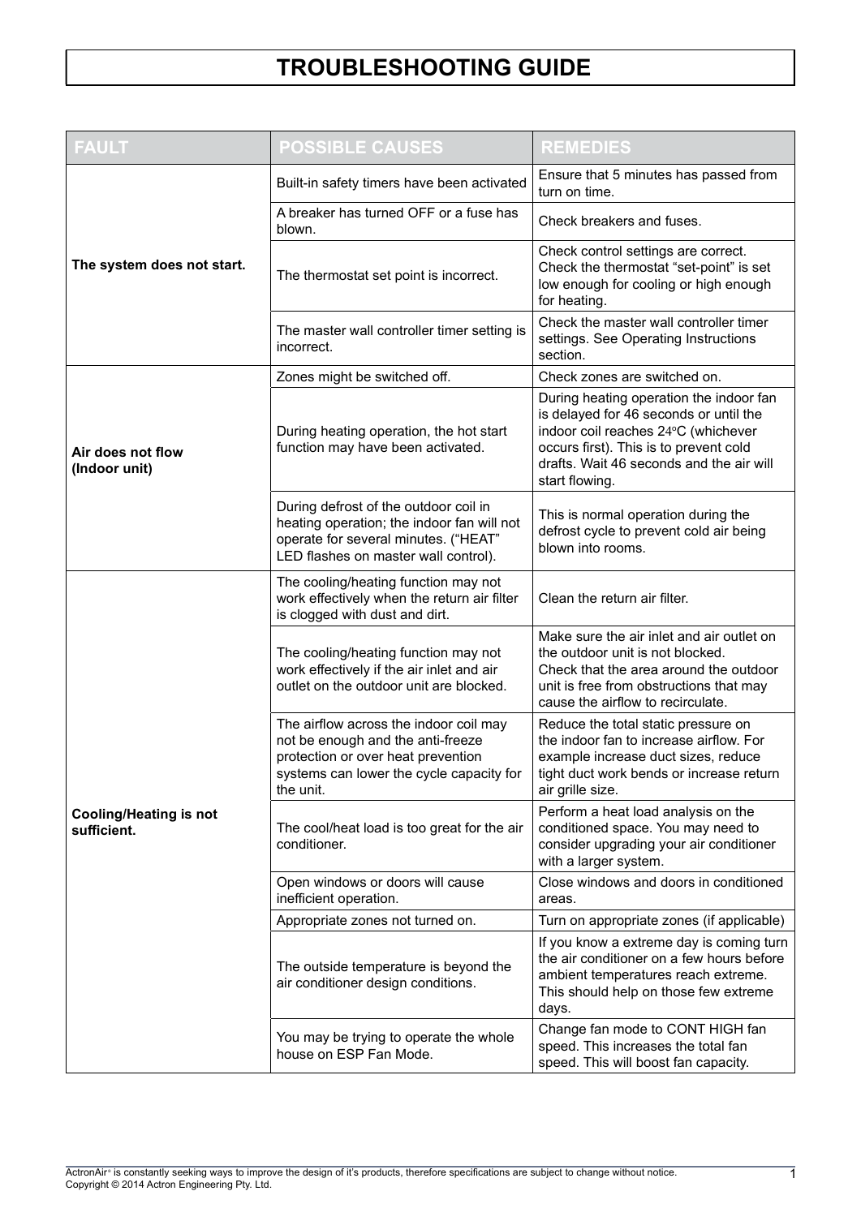# TROUBLESHOOTING GUIDE

| FAULT | POSSIBLE CAUSES | REMEDIES |
|---|---|---|
| **The system does not start.** | Built-in safety timers have been activated | Ensure that 5 minutes has passed from turn on time. |
| | A breaker has turned OFF or a fuse has blown. | Check breakers and fuses. |
| | The thermostat set point is incorrect. | Check control settings are correct. Check the thermostat "set-point" is set low enough for cooling or high enough for heating. |
| | The master wall controller timer setting is incorrect. | Check the master wall controller timer settings. See Operating Instructions section. |
| **Air does not flow (Indoor unit)** | Zones might be switched off. | Check zones are switched on. |
| | During heating operation, the hot start function may have been activated. | During heating operation the indoor fan is delayed for 46 seconds or until the indoor coil reaches 24°C (whichever occurs first). This is to prevent cold drafts. Wait 46 seconds and the air will start flowing. |
| | During defrost of the outdoor coil in heating operation; the indoor fan will not operate for several minutes. ("HEAT" LED flashes on master wall control). | This is normal operation during the defrost cycle to prevent cold air being blown into rooms. |
| **Cooling/Heating is not sufficient.** | The cooling/heating function may not work effectively when the return air filter is clogged with dust and dirt. | Clean the return air filter. |
| | The cooling/heating function may not work effectively if the air inlet and air outlet on the outdoor unit are blocked. | Make sure the air inlet and air outlet on the outdoor unit is not blocked. Check that the area around the outdoor unit is free from obstructions that may cause the airflow to recirculate. |
| | The airflow across the indoor coil may not be enough and the anti-freeze protection or over heat prevention systems can lower the cycle capacity for the unit. | Reduce the total static pressure on the indoor fan to increase airflow. For example increase duct sizes, reduce tight duct work bends or increase return air grille size. |
| | The cool/heat load is too great for the air conditioner. | Perform a heat load analysis on the conditioned space. You may need to consider upgrading your air conditioner with a larger system. |
| | Open windows or doors will cause inefficient operation. | Close windows and doors in conditioned areas. |
| | Appropriate zones not turned on. | Turn on appropriate zones (if applicable) |
| | The outside temperature is beyond the air conditioner design conditions. | If you know a extreme day is coming turn the air conditioner on a few hours before ambient temperatures reach extreme. This should help on those few extreme days. |
| | You may be trying to operate the whole house on ESP Fan Mode. | Change fan mode to CONT HIGH fan speed. This increases the total fan speed. This will boost fan capacity. |

ActronAir® is constantly seeking ways to improve the design of it's products, therefore specifications are subject to change without notice.
Copyright © 2014 Actron Engineering Pty. Ltd.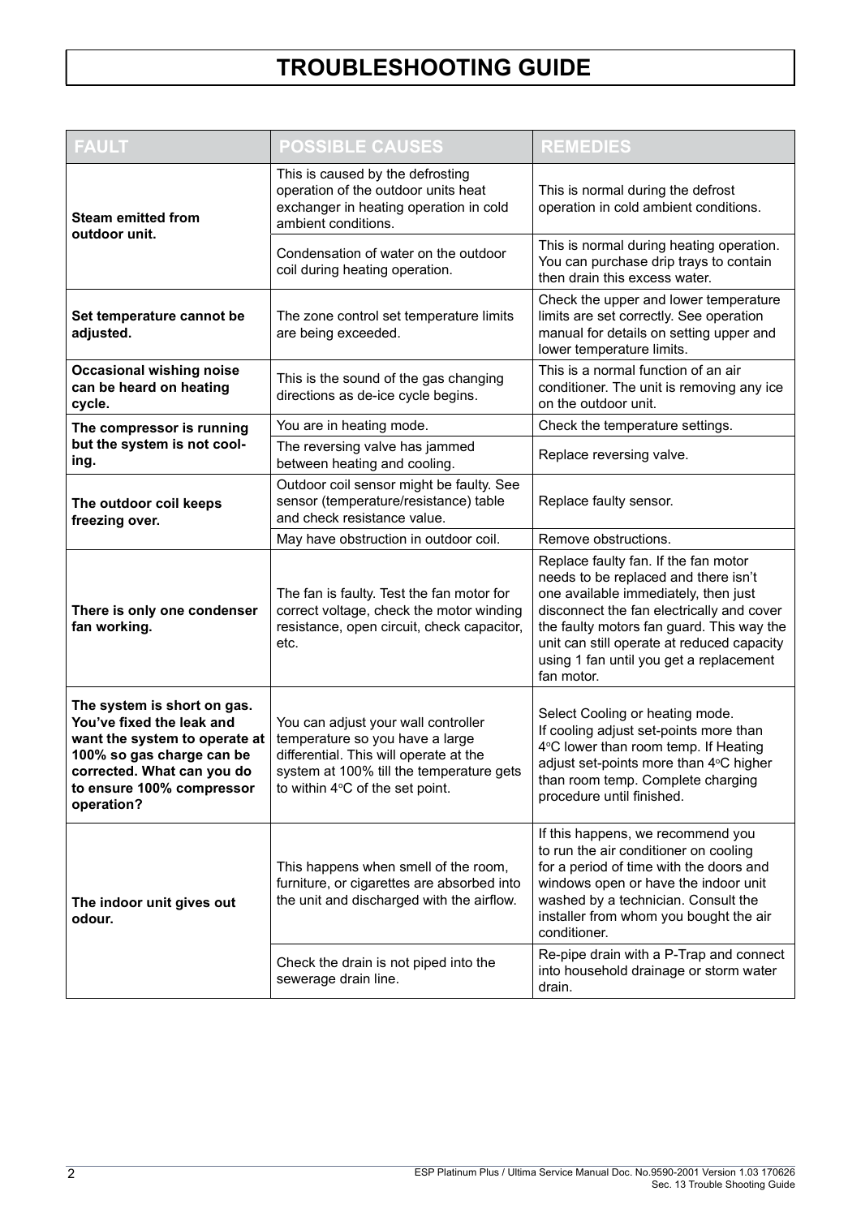# TROUBLESHOOTING GUIDE

| FAULT | POSSIBLE CAUSES | REMEDIES |
| --- | --- | --- |
| **Steam emitted from outdoor unit.** | This is caused by the defrosting operation of the outdoor units heat exchanger in heating operation in cold ambient conditions. | This is normal during the defrost operation in cold ambient conditions. |
| | Condensation of water on the outdoor coil during heating operation. | This is normal during heating operation. You can purchase drip trays to contain then drain this excess water. |
| **Set temperature cannot be adjusted.** | The zone control set temperature limits are being exceeded. | Check the upper and lower temperature limits are set correctly. See operation manual for details on setting upper and lower temperature limits. |
| **Occasional wishing noise can be heard on heating cycle.** | This is the sound of the gas changing directions as de-ice cycle begins. | This is a normal function of an air conditioner. The unit is removing any ice on the outdoor unit. |
| **The compressor is running but the system is not cooling.** | You are in heating mode. | Check the temperature settings. |
| | The reversing valve has jammed between heating and cooling. | Replace reversing valve. |
| **The outdoor coil keeps freezing over.** | Outdoor coil sensor might be faulty. See sensor (temperature/resistance) table and check resistance value. | Replace faulty sensor. |
| | May have obstruction in outdoor coil. | Remove obstructions. |
| **There is only one condenser fan working.** | The fan is faulty. Test the fan motor for correct voltage, check the motor winding resistance, open circuit, check capacitor, etc. | Replace faulty fan. If the fan motor needs to be replaced and there isn't one available immediately, then just disconnect the fan electrically and cover the faulty motors fan guard. This way the unit can still operate at reduced capacity using 1 fan until you get a replacement fan motor. |
| **The system is short on gas. You've fixed the leak and want the system to operate at 100% so gas charge can be corrected. What can you do to ensure 100% compressor operation?** | You can adjust your wall controller temperature so you have a large differential. This will operate at the system at 100% till the temperature gets to within 4°C of the set point. | Select Cooling or heating mode. If cooling adjust set-points more than 4°C lower than room temp. If Heating adjust set-points more than 4°C higher than room temp. Complete charging procedure until finished. |
| **The indoor unit gives out odour.** | This happens when smell of the room, furniture, or cigarettes are absorbed into the unit and discharged with the airflow. | If this happens, we recommend you to run the air conditioner on cooling for a period of time with the doors and windows open or have the indoor unit washed by a technician. Consult the installer from whom you bought the air conditioner. |
| | Check the drain is not piped into the sewerage drain line. | Re-pipe drain with a P-Trap and connect into household drainage or storm water drain. |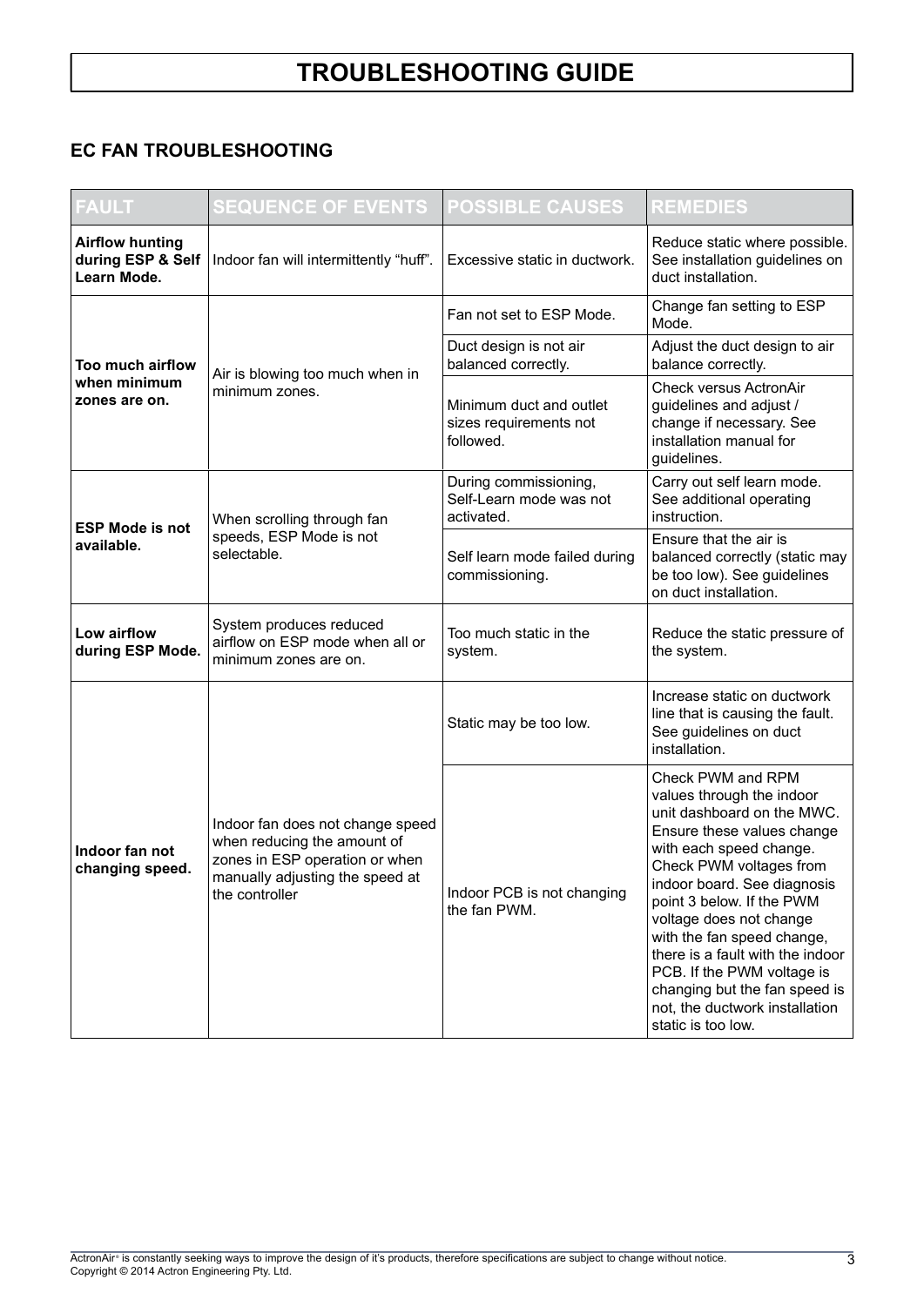# TROUBLESHOOTING GUIDE

## EC FAN TROUBLESHOOTING

| FAULT | SEQUENCE OF EVENTS | POSSIBLE CAUSES | REMEDIES |
|---|---|---|---|
| **Airflow hunting during ESP & Self Learn Mode.** | Indoor fan will intermittently "huff". | Excessive static in ductwork. | Reduce static where possible. See installation guidelines on duct installation. |
| **Too much airflow when minimum zones are on.** | Air is blowing too much when in minimum zones. | Fan not set to ESP Mode. | Change fan setting to ESP Mode. |
| | | Duct design is not air balanced correctly. | Adjust the duct design to air balance correctly. |
| | | Minimum duct and outlet sizes requirements not followed. | Check versus ActronAir guidelines and adjust / change if necessary. See installation manual for guidelines. |
| **ESP Mode is not available.** | When scrolling through fan speeds, ESP Mode is not selectable. | During commissioning, Self-Learn mode was not activated. | Carry out self learn mode. See additional operating instruction. |
| | | Self learn mode failed during commissioning. | Ensure that the air is balanced correctly (static may be too low). See guidelines on duct installation. |
| **Low airflow during ESP Mode.** | System produces reduced airflow on ESP mode when all or minimum zones are on. | Too much static in the system. | Reduce the static pressure of the system. |
| **Indoor fan not changing speed.** | Indoor fan does not change speed when reducing the amount of zones in ESP operation or when manually adjusting the speed at the controller | Static may be too low. | Increase static on ductwork line that is causing the fault. See guidelines on duct installation. |
| | | Indoor PCB is not changing the fan PWM. | Check PWM and RPM values through the indoor unit dashboard on the MWC. Ensure these values change with each speed change. Check PWM voltages from indoor board. See diagnosis point 3 below. If the PWM voltage does not change with the fan speed change, there is a fault with the indoor PCB. If the PWM voltage is changing but the fan speed is not, the ductwork installation static is too low. |

ActronAir® is constantly seeking ways to improve the design of it's products, therefore specifications are subject to change without notice.
Copyright © 2014 Actron Engineering Pty. Ltd.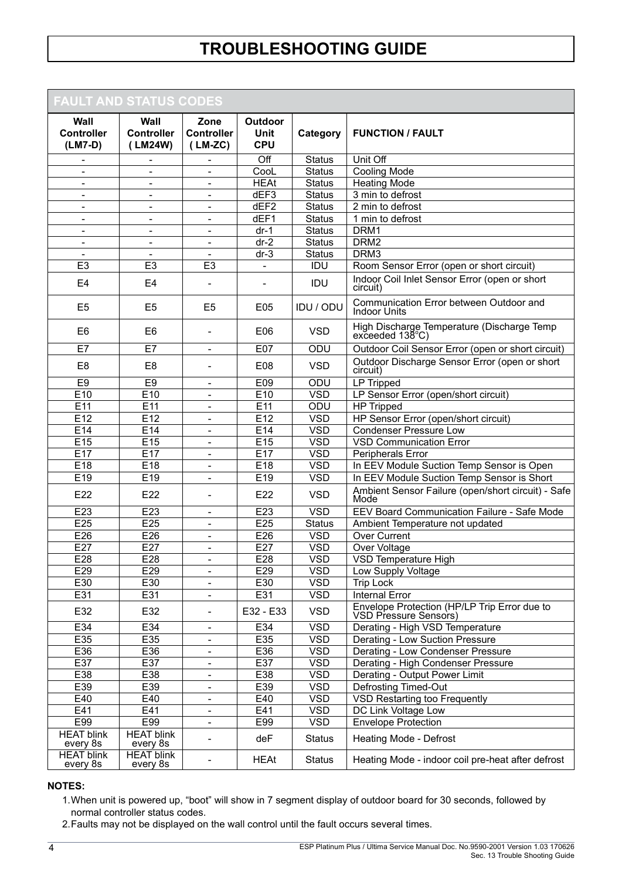# TROUBLESHOOTING GUIDE

## FAULT AND STATUS CODES

| Wall Controller (LM7-D) | Wall Controller ( LM24W) | Zone Controller ( LM-ZC) | Outdoor Unit CPU | Category | FUNCTION / FAULT |
|---|---|---|---|---|---|
| - | - | - | Off | Status | Unit Off |
| - | - | - | CooL | Status | Cooling Mode |
| - | - | - | HEAt | Status | Heating Mode |
| - | - | - | dEF3 | Status | 3 min to defrost |
| - | - | - | dEF2 | Status | 2 min to defrost |
| - | - | - | dEF1 | Status | 1 min to defrost |
| - | - | - | dr-1 | Status | DRM1 |
| - | - | - | dr-2 | Status | DRM2 |
| - | - | - | dr-3 | Status | DRM3 |
| E3 | E3 | E3 | - | IDU | Room Sensor Error (open or short circuit) |
| E4 | E4 | - | - | IDU | Indoor Coil Inlet Sensor Error (open or short circuit) |
| E5 | E5 | E5 | E05 | IDU / ODU | Communication Error between Outdoor and Indoor Units |
| E6 | E6 | - | E06 | VSD | High Discharge Temperature (Discharge Temp exceeded 138°C) |
| E7 | E7 | - | E07 | ODU | Outdoor Coil Sensor Error (open or short circuit) |
| E8 | E8 | - | E08 | VSD | Outdoor Discharge Sensor Error (open or short circuit) |
| E9 | E9 | - | E09 | ODU | LP Tripped |
| E10 | E10 | - | E10 | VSD | LP Sensor Error (open/short circuit) |
| E11 | E11 | - | E11 | ODU | HP Tripped |
| E12 | E12 | - | E12 | VSD | HP Sensor Error (open/short circuit) |
| E14 | E14 | - | E14 | VSD | Condenser Pressure Low |
| E15 | E15 | - | E15 | VSD | VSD Communication Error |
| E17 | E17 | - | E17 | VSD | Peripherals Error |
| E18 | E18 | - | E18 | VSD | In EEV Module Suction Temp Sensor is Open |
| E19 | E19 | - | E19 | VSD | In EEV Module Suction Temp Sensor is Short |
| E22 | E22 | - | E22 | VSD | Ambient Sensor Failure (open/short circuit) - Safe Mode |
| E23 | E23 | - | E23 | VSD | EEV Board Communication Failure - Safe Mode |
| E25 | E25 | - | E25 | Status | Ambient Temperature not updated |
| E26 | E26 | - | E26 | VSD | Over Current |
| E27 | E27 | - | E27 | VSD | Over Voltage |
| E28 | E28 | - | E28 | VSD | VSD Temperature High |
| E29 | E29 | - | E29 | VSD | Low Supply Voltage |
| E30 | E30 | - | E30 | VSD | Trip Lock |
| E31 | E31 | - | E31 | VSD | Internal Error |
| E32 | E32 | - | E32 - E33 | VSD | Envelope Protection (HP/LP Trip Error due to VSD Pressure Sensors) |
| E34 | E34 | - | E34 | VSD | Derating - High VSD Temperature |
| E35 | E35 | - | E35 | VSD | Derating - Low Suction Pressure |
| E36 | E36 | - | E36 | VSD | Derating - Low Condenser Pressure |
| E37 | E37 | - | E37 | VSD | Derating - High Condenser Pressure |
| E38 | E38 | - | E38 | VSD | Derating - Output Power Limit |
| E39 | E39 | - | E39 | VSD | Defrosting Timed-Out |
| E40 | E40 | - | E40 | VSD | VSD Restarting too Frequently |
| E41 | E41 | - | E41 | VSD | DC Link Voltage Low |
| E99 | E99 | - | E99 | VSD | Envelope Protection |
| HEAT blink every 8s | HEAT blink every 8s | - | deF | Status | Heating Mode - Defrost |
| HEAT blink every 8s | HEAT blink every 8s | - | HEAt | Status | Heating Mode - indoor coil pre-heat after defrost |

**NOTES:**

1. When unit is powered up, "boot" will show in 7 segment display of outdoor board for 30 seconds, followed by normal controller status codes.
2. Faults may not be displayed on the wall control until the fault occurs several times.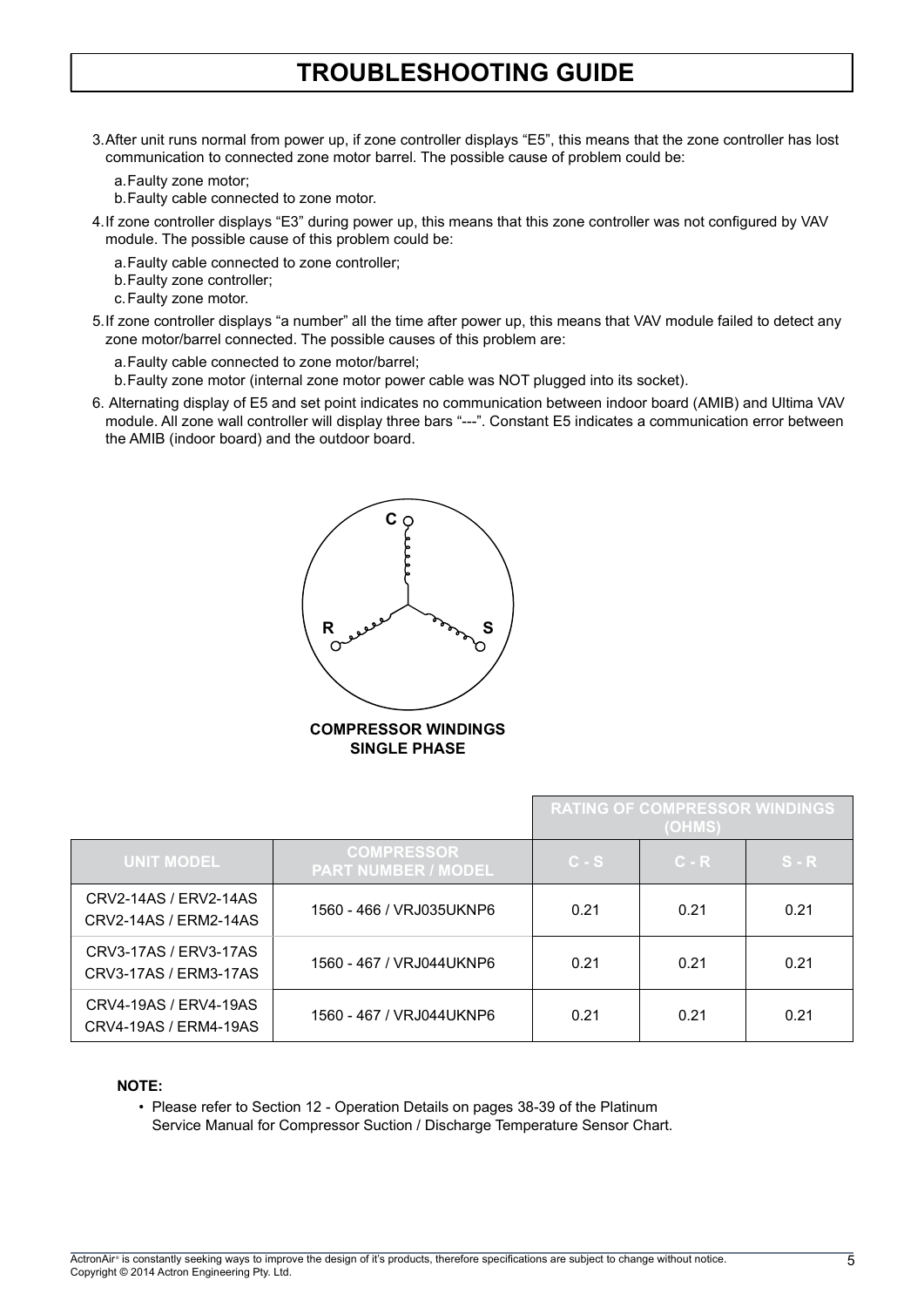# TROUBLESHOOTING GUIDE

3. After unit runs normal from power up, if zone controller displays "E5", this means that the zone controller has lost communication to connected zone motor barrel. The possible cause of problem could be:

   a. Faulty zone motor;
   b. Faulty cable connected to zone motor.

4. If zone controller displays "E3" during power up, this means that this zone controller was not configured by VAV module. The possible cause of this problem could be:

   a. Faulty cable connected to zone controller;
   b. Faulty zone controller;
   c. Faulty zone motor.

5. If zone controller displays "a number" all the time after power up, this means that VAV module failed to detect any zone motor/barrel connected. The possible causes of this problem are:

   a. Faulty cable connected to zone motor/barrel;
   b. Faulty zone motor (internal zone motor power cable was NOT plugged into its socket).

6. Alternating display of E5 and set point indicates no communication between indoor board (AMIB) and Ultima VAV module. All zone wall controller will display three bars "---". Constant E5 indicates a communication error between the AMIB (indoor board) and the outdoor board.

C

R S

**COMPRESSOR WINDINGS**
**SINGLE PHASE**

| | | RATING OF COMPRESSOR WINDINGS (OHMS) | | |
|---|---|---|---|---|
| **UNIT MODEL** | **COMPRESSOR PART NUMBER / MODEL** | **C - S** | **C - R** | **S - R** |
| CRV2-14AS / ERV2-14AS<br>CRV2-14AS / ERM2-14AS | 1560 - 466 / VRJ035UKNP6 | 0.21 | 0.21 | 0.21 |
| CRV3-17AS / ERV3-17AS<br>CRV3-17AS / ERM3-17AS | 1560 - 467 / VRJ044UKNP6 | 0.21 | 0.21 | 0.21 |
| CRV4-19AS / ERV4-19AS<br>CRV4-19AS / ERM4-19AS | 1560 - 467 / VRJ044UKNP6 | 0.21 | 0.21 | 0.21 |

**NOTE:**

- Please refer to Section 12 - Operation Details on pages 38-39 of the Platinum Service Manual for Compressor Suction / Discharge Temperature Sensor Chart.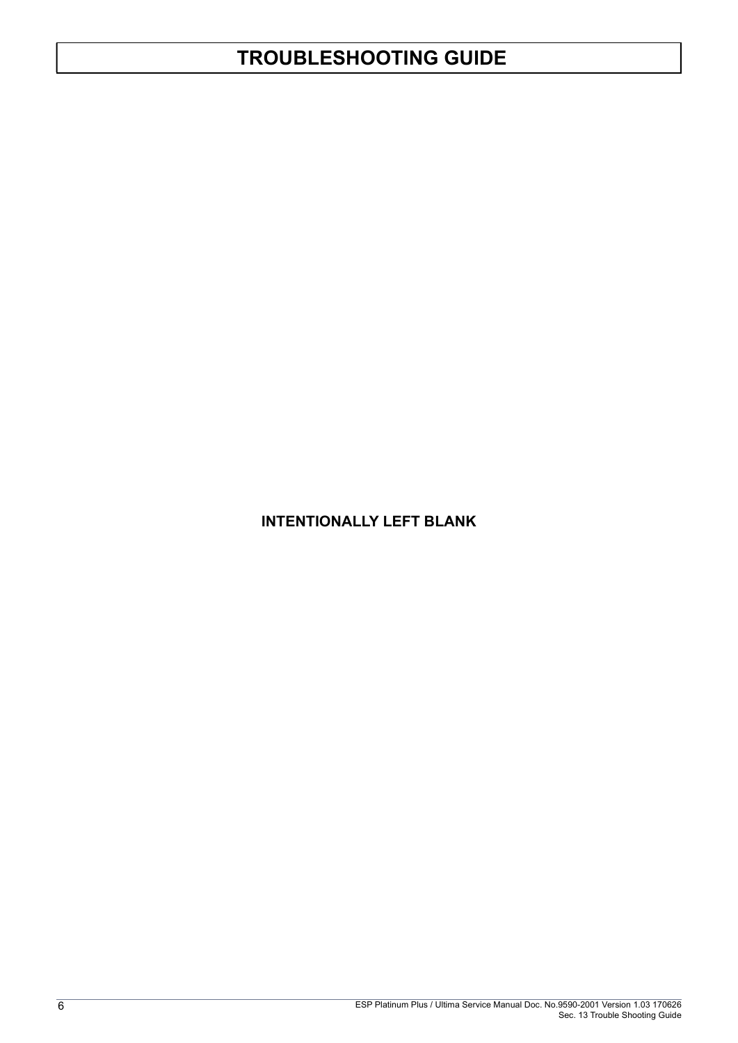# TROUBLESHOOTING GUIDE

**INTENTIONALLY LEFT BLANK**